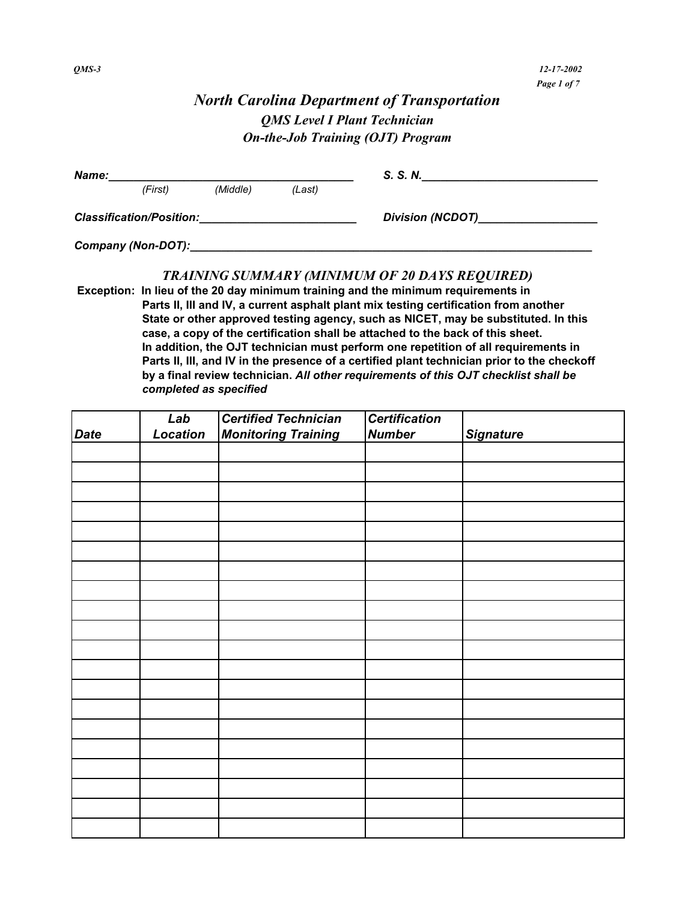# *North Carolina Department of Transportation*

## *QMS Level I Plant Technician*

## *On-the-Job Training (OJT) Program*

***Name:*** ______________________________________ ***S. S. N.*** ____________________________

*(First) (Middle) (Last)*

***Classification/Position:*** _________________________ ***Division (NCDOT)*** ___________________

***Company (Non-DOT):*** ________________________________________________________________

### *TRAINING SUMMARY (MINIMUM OF 20 DAYS REQUIRED)*

**Exception: In lieu of the 20 day minimum training and the minimum requirements in Parts II, III and IV, a current asphalt plant mix testing certification from another State or other approved testing agency, such as NICET, may be substituted. In this case, a copy of the certification shall be attached to the back of this sheet. In addition, the OJT technician must perform one repetition of all requirements in Parts II, III, and IV in the presence of a certified plant technician prior to the checkoff by a final review technician. *All other requirements of this OJT checklist shall be completed as specified***

| *Date* | *Lab Location* | *Certified Technician Monitoring Training* | *Certification Number* | *Signature* |
|---|---|---|---|---|
| | | | | |
| | | | | |
| | | | | |
| | | | | |
| | | | | |
| | | | | |
| | | | | |
| | | | | |
| | | | | |
| | | | | |
| | | | | |
| | | | | |
| | | | | |
| | | | | |
| | | | | |
| | | | | |
| | | | | |
| | | | | |
| | | | | |
| | | | | |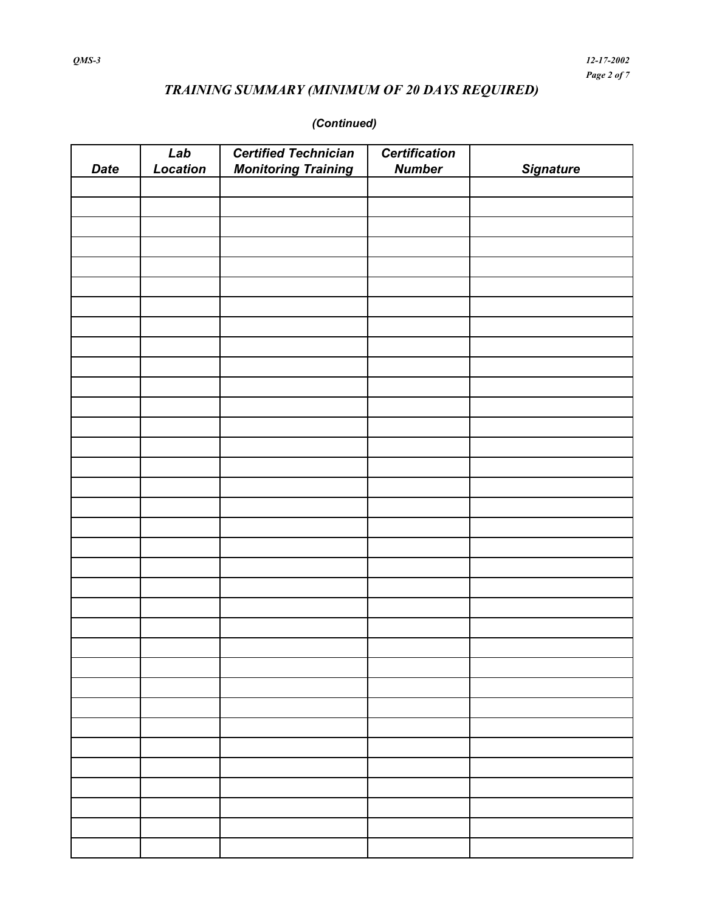## *TRAINING SUMMARY (MINIMUM OF 20 DAYS REQUIRED)*

*(Continued)*

| *Date* | *Lab Location* | *Certified Technician Monitoring Training* | *Certification Number* | *Signature* |
|---|---|---|---|---|
| | | | | |
| | | | | |
| | | | | |
| | | | | |
| | | | | |
| | | | | |
| | | | | |
| | | | | |
| | | | | |
| | | | | |
| | | | | |
| | | | | |
| | | | | |
| | | | | |
| | | | | |
| | | | | |
| | | | | |
| | | | | |
| | | | | |
| | | | | |
| | | | | |
| | | | | |
| | | | | |
| | | | | |
| | | | | |
| | | | | |
| | | | | |
| | | | | |
| | | | | |
| | | | | |
| | | | | |
| | | | | |
| | | | | |
| | | | | |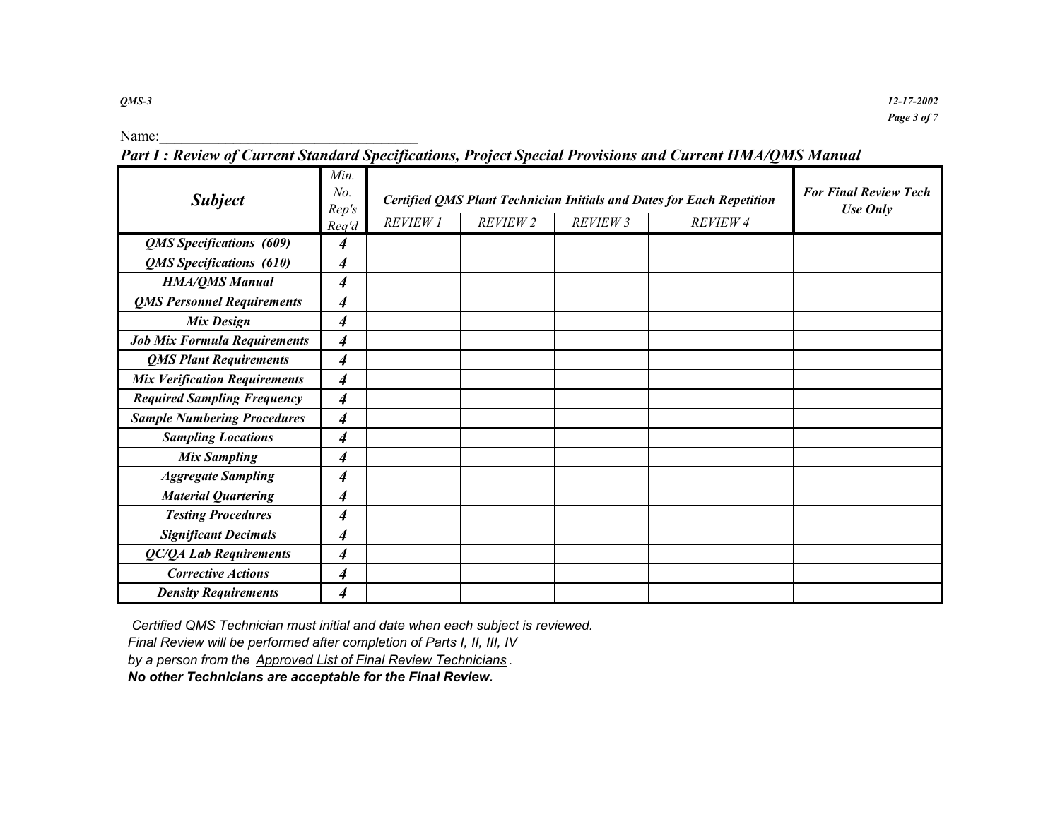Name:\_\_\_\_\_\_\_\_\_\_\_\_\_\_\_\_\_\_\_\_\_\_\_\_\_\_\_\_\_\_\_\_\_\_\_

## *Part I : Review of Current Standard Specifications, Project Special Provisions and Current HMA/QMS Manual*

| ***Subject*** | *Min. No. Rep's Req'd* | ***Certified QMS Plant Technician Initials and Dates for Each Repetition*** | | | | ***For Final Review Tech Use Only*** |
|---|---|---|---|---|---|---|
| | | *REVIEW 1* | *REVIEW 2* | *REVIEW 3* | *REVIEW 4* | |
| ***QMS Specifications (609)*** | ***4*** | | | | | |
| ***QMS Specifications (610)*** | ***4*** | | | | | |
| ***HMA/QMS Manual*** | ***4*** | | | | | |
| ***QMS Personnel Requirements*** | ***4*** | | | | | |
| ***Mix Design*** | ***4*** | | | | | |
| ***Job Mix Formula Requirements*** | ***4*** | | | | | |
| ***QMS Plant Requirements*** | ***4*** | | | | | |
| ***Mix Verification Requirements*** | ***4*** | | | | | |
| ***Required Sampling Frequency*** | ***4*** | | | | | |
| ***Sample Numbering Procedures*** | ***4*** | | | | | |
| ***Sampling Locations*** | ***4*** | | | | | |
| ***Mix Sampling*** | ***4*** | | | | | |
| ***Aggregate Sampling*** | ***4*** | | | | | |
| ***Material Quartering*** | ***4*** | | | | | |
| ***Testing Procedures*** | ***4*** | | | | | |
| ***Significant Decimals*** | ***4*** | | | | | |
| ***QC/QA Lab Requirements*** | ***4*** | | | | | |
| ***Corrective Actions*** | ***4*** | | | | | |
| ***Density Requirements*** | ***4*** | | | | | |

*Certified QMS Technician must initial and date when each subject is reviewed.*
*Final Review will be performed after completion of Parts I, II, III, IV*
*by a person from the* *Approved List of Final Review Technicians*.
***No other Technicians are acceptable for the Final Review.***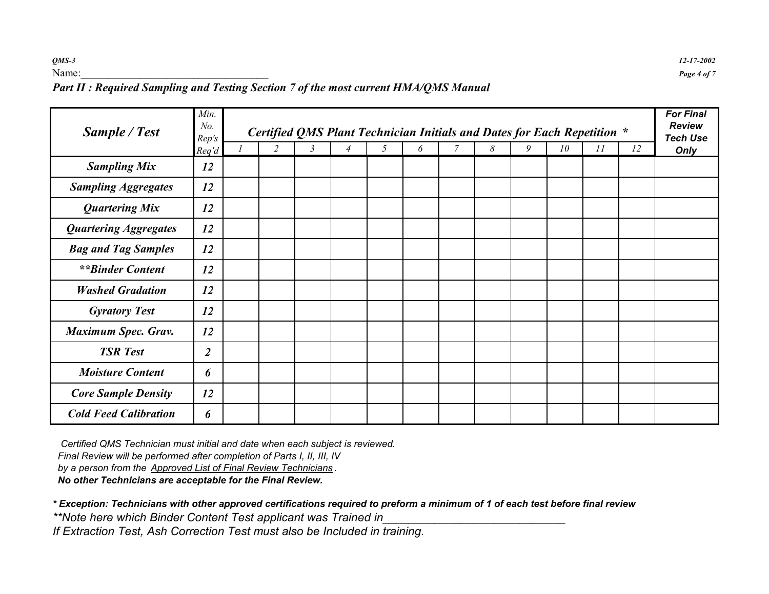QMS-3 12-17-2002

Name:___________________________________

***Part II : Required Sampling and Testing Section 7 of the most current HMA/QMS Manual***

| ***Sample / Test*** | *Min. No. Rep's Req'd* | ***Certified QMS Plant Technician Initials and Dates for Each Repetition \**** | | | | | | | | | | | | ***For Final Review Tech Use Only*** |
|---|---|---|---|---|---|---|---|---|---|---|---|---|---|---|
| | | *1* | *2* | *3* | *4* | *5* | *6* | *7* | *8* | *9* | *10* | *11* | *12* | |
| ***Sampling Mix*** | ***12*** | | | | | | | | | | | | | |
| ***Sampling Aggregates*** | ***12*** | | | | | | | | | | | | | |
| ***Quartering Mix*** | ***12*** | | | | | | | | | | | | | |
| ***Quartering Aggregates*** | ***12*** | | | | | | | | | | | | | |
| ***Bag and Tag Samples*** | ***12*** | | | | | | | | | | | | | |
| ***\*\*Binder Content*** | ***12*** | | | | | | | | | | | | | |
| ***Washed Gradation*** | ***12*** | | | | | | | | | | | | | |
| ***Gyratory Test*** | ***12*** | | | | | | | | | | | | | |
| ***Maximum Spec. Grav.*** | ***12*** | | | | | | | | | | | | | |
| ***TSR Test*** | ***2*** | | | | | | | | | | | | | |
| ***Moisture Content*** | ***6*** | | | | | | | | | | | | | |
| ***Core Sample Density*** | ***12*** | | | | | | | | | | | | | |
| ***Cold Feed Calibration*** | ***6*** | | | | | | | | | | | | | |

*Certified QMS Technician must initial and date when each subject is reviewed.*
*Final Review will be performed after completion of Parts I, II, III, IV*
*by a person from the Approved List of Final Review Technicians.*
***No other Technicians are acceptable for the Final Review.***

***\* Exception: Technicians with other approved certifications required to preform a minimum of 1 of each test before final review***

*\*\*Note here which Binder Content Test applicant was Trained in____________________________*

*If Extraction Test, Ash Correction Test must also be Included in training.*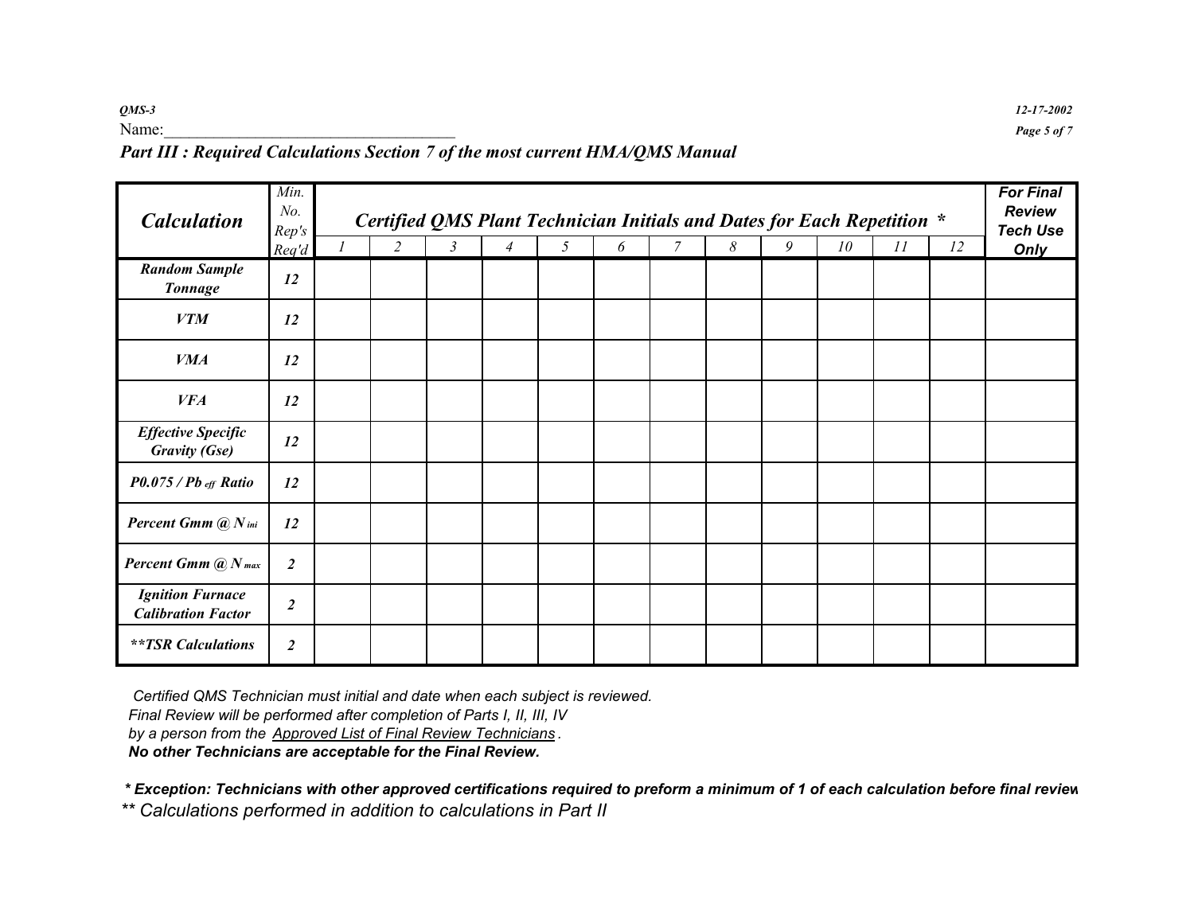Name:___________________________________

### *Part III : Required Calculations Section 7 of the most current HMA/QMS Manual*

| *Calculation* | *Min. No. Rep's Req'd* | *Certified QMS Plant Technician Initials and Dates for Each Repetition \** | | | | | | | | | | | | **For Final Review Tech Use Only** |
|---|---|---|---|---|---|---|---|---|---|---|---|---|---|---|
| | | *1* | *2* | *3* | *4* | *5* | *6* | *7* | *8* | *9* | *10* | *11* | *12* | |
| ***Random Sample Tonnage*** | ***12*** | | | | | | | | | | | | | |
| ***VTM*** | ***12*** | | | | | | | | | | | | | |
| ***VMA*** | ***12*** | | | | | | | | | | | | | |
| ***VFA*** | ***12*** | | | | | | | | | | | | | |
| ***Effective Specific Gravity (Gse)*** | ***12*** | | | | | | | | | | | | | |
| ***$P0.075$ / $Pb_{eff}$ Ratio*** | ***12*** | | | | | | | | | | | | | |
| ***Percent Gmm @ $N_{ini}$*** | ***12*** | | | | | | | | | | | | | |
| ***Percent Gmm @ $N_{max}$*** | ***2*** | | | | | | | | | | | | | |
| ***Ignition Furnace Calibration Factor*** | ***2*** | | | | | | | | | | | | | |
| ***\*\*TSR Calculations*** | ***2*** | | | | | | | | | | | | | |

*Certified QMS Technician must initial and date when each subject is reviewed.*
*Final Review will be performed after completion of Parts I, II, III, IV*
*by a person from the Approved List of Final Review Technicians.*
***No other Technicians are acceptable for the Final Review.***

***\* Exception: Technicians with other approved certifications required to preform a minimum of 1 of each calculation before final review***

*\*\* Calculations performed in addition to calculations in Part II*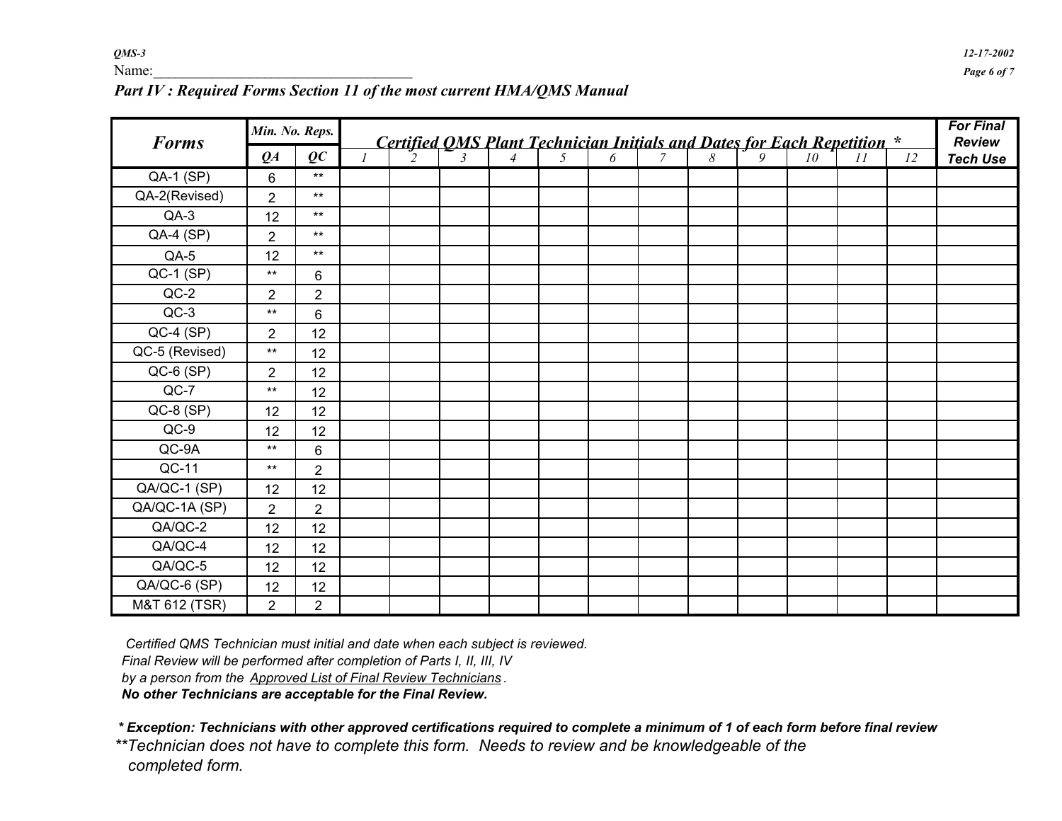Name:___________________________________

***Part IV : Required Forms Section 11 of the most current HMA/QMS Manual***

| Forms | Min. No. Reps. | | Certified QMS Plant Technician Initials and Dates for Each Repetition * | | | | | | | | | | | | For Final Review Tech Use |
|---|---|---|---|---|---|---|---|---|---|---|---|---|---|---|---|
| | QA | QC | 1 | 2 | 3 | 4 | 5 | 6 | 7 | 8 | 9 | 10 | 11 | 12 | |
| QA-1 (SP) | 6 | ** | | | | | | | | | | | | | |
| QA-2(Revised) | 2 | ** | | | | | | | | | | | | | |
| QA-3 | 12 | ** | | | | | | | | | | | | | |
| QA-4 (SP) | 2 | ** | | | | | | | | | | | | | |
| QA-5 | 12 | ** | | | | | | | | | | | | | |
| QC-1 (SP) | ** | 6 | | | | | | | | | | | | | |
| QC-2 | 2 | 2 | | | | | | | | | | | | | |
| QC-3 | ** | 6 | | | | | | | | | | | | | |
| QC-4 (SP) | 2 | 12 | | | | | | | | | | | | | |
| QC-5 (Revised) | ** | 12 | | | | | | | | | | | | | |
| QC-6 (SP) | 2 | 12 | | | | | | | | | | | | | |
| QC-7 | ** | 12 | | | | | | | | | | | | | |
| QC-8 (SP) | 12 | 12 | | | | | | | | | | | | | |
| QC-9 | 12 | 12 | | | | | | | | | | | | | |
| QC-9A | ** | 6 | | | | | | | | | | | | | |
| QC-11 | ** | 2 | | | | | | | | | | | | | |
| QA/QC-1 (SP) | 12 | 12 | | | | | | | | | | | | | |
| QA/QC-1A (SP) | 2 | 2 | | | | | | | | | | | | | |
| QA/QC-2 | 12 | 12 | | | | | | | | | | | | | |
| QA/QC-4 | 12 | 12 | | | | | | | | | | | | | |
| QA/QC-5 | 12 | 12 | | | | | | | | | | | | | |
| QA/QC-6 (SP) | 12 | 12 | | | | | | | | | | | | | |
| M&T 612 (TSR) | 2 | 2 | | | | | | | | | | | | | |

*Certified QMS Technician must initial and date when each subject is reviewed.*
*Final Review will be performed after completion of Parts I, II, III, IV*
*by a person from the Approved List of Final Review Technicians.*
***No other Technicians are acceptable for the Final Review.***

***\* Exception: Technicians with other approved certifications required to complete a minimum of 1 of each form before final review***

*\*\*Technician does not have to complete this form. Needs to review and be knowledgeable of the completed form.*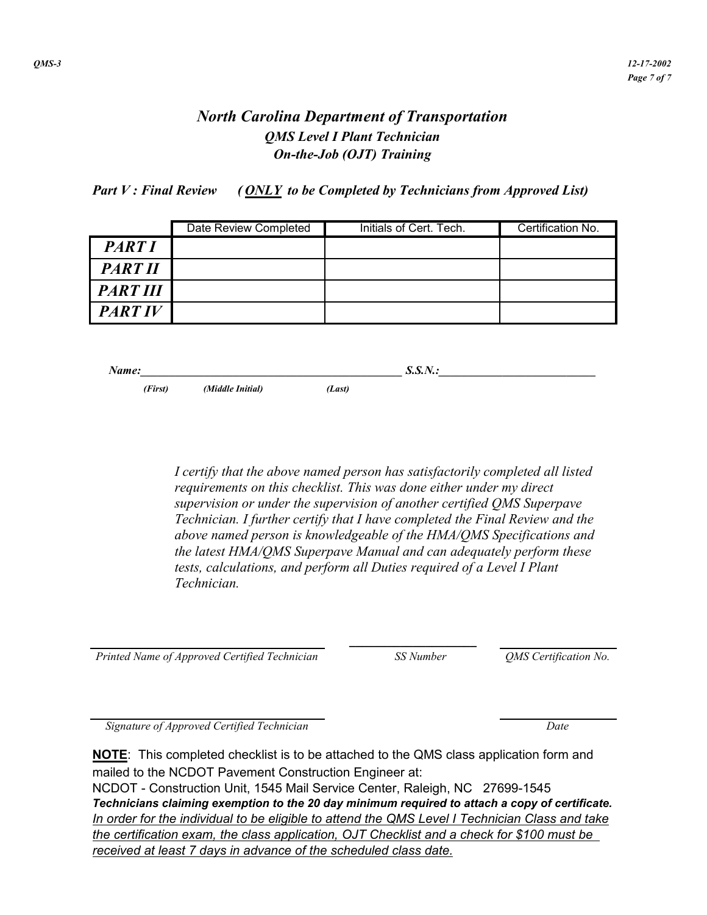# North Carolina Department of Transportation

## QMS Level I Plant Technician

## On-the-Job (OJT) Training

***Part V : Final Review     ( ONLY to be Completed by Technicians from Approved List)***

| | Date Review Completed | Initials of Cert. Tech. | Certification No. |
|---|---|---|---|
| ***PART I*** | | | |
| ***PART II*** | | | |
| ***PART III*** | | | |
| ***PART IV*** | | | |

***Name:***_____________________________________________ ***S.S.N.:***___________________________

*(First)     (Middle Initial)     (Last)*

*I certify that the above named person has satisfactorily completed all listed requirements on this checklist. This was done either under my direct supervision or under the supervision of another certified QMS Superpave Technician. I further certify that I have completed the Final Review and the above named person is knowledgeable of the HMA/QMS Specifications and the latest HMA/QMS Superpave Manual and can adequately perform these tests, calculations, and perform all Duties required of a Level I Plant Technician.*

________________________________________     ____________________     ____________________

*Printed Name of Approved Certified Technician*     *SS Number*     *QMS Certification No.*

________________________________________     ____________________

*Signature of Approved Certified Technician*     *Date*

**NOTE**: This completed checklist is to be attached to the QMS class application form and mailed to the NCDOT Pavement Construction Engineer at:
NCDOT - Construction Unit, 1545 Mail Service Center, Raleigh, NC 27699-1545
***Technicians claiming exemption to the 20 day minimum required to attach a copy of certificate.***
*In order for the individual to be eligible to attend the QMS Level I Technician Class and take the certification exam, the class application, OJT Checklist and a check for $100 must be received at least 7 days in advance of the scheduled class date.*